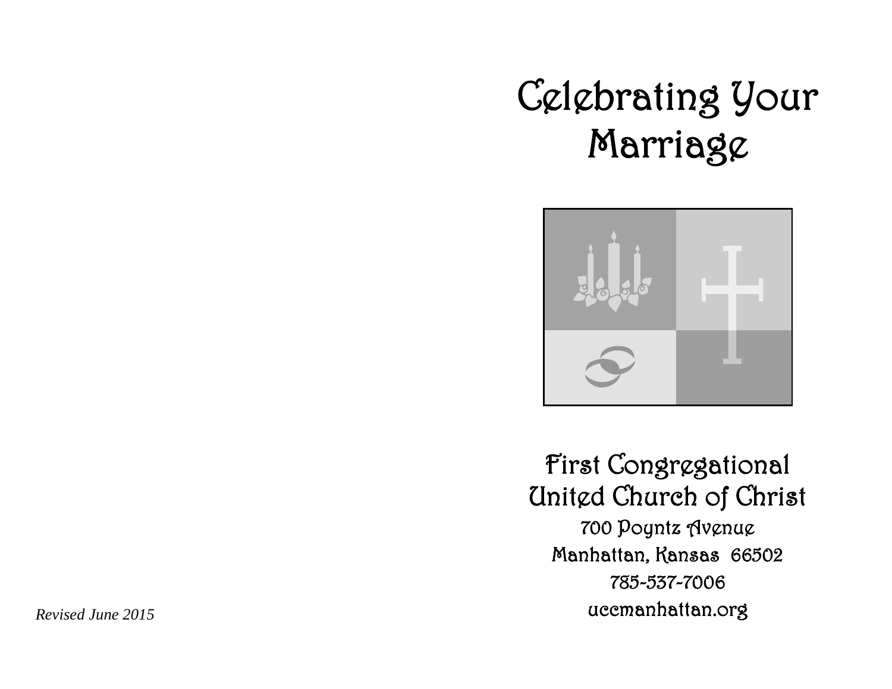*Revised June 2015*

# Celebrating Your Marriage

First Congregational
United Church of Christ

700 Poyntz Avenue
Manhattan, Kansas 66502
785-537-7006
uccmanhattan.org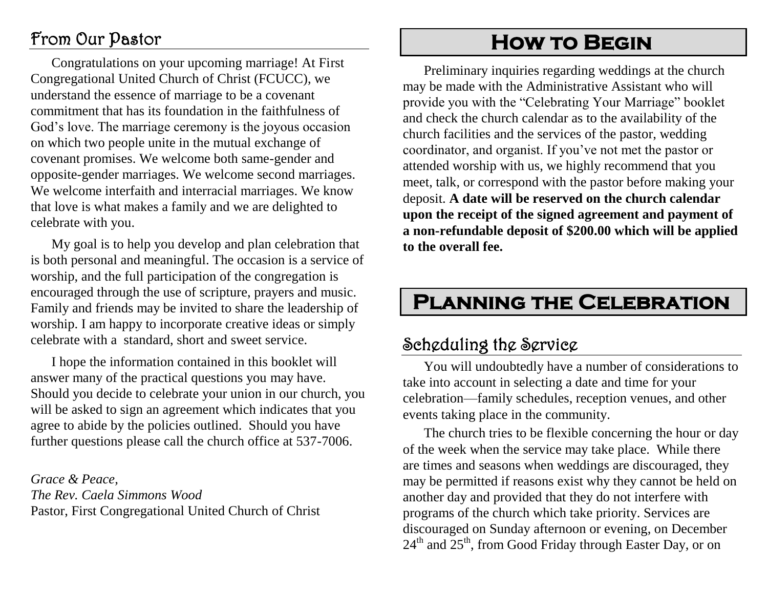## From Our Pastor

Congratulations on your upcoming marriage! At First Congregational United Church of Christ (FCUCC), we understand the essence of marriage to be a covenant commitment that has its foundation in the faithfulness of God's love. The marriage ceremony is the joyous occasion on which two people unite in the mutual exchange of covenant promises. We welcome both same-gender and opposite-gender marriages. We welcome second marriages. We welcome interfaith and interracial marriages. We know that love is what makes a family and we are delighted to celebrate with you.

My goal is to help you develop and plan celebration that is both personal and meaningful. The occasion is a service of worship, and the full participation of the congregation is encouraged through the use of scripture, prayers and music. Family and friends may be invited to share the leadership of worship. I am happy to incorporate creative ideas or simply celebrate with a standard, short and sweet service.

I hope the information contained in this booklet will answer many of the practical questions you may have. Should you decide to celebrate your union in our church, you will be asked to sign an agreement which indicates that you agree to abide by the policies outlined. Should you have further questions please call the church office at 537-7006.

*Grace & Peace,*
*The Rev. Caela Simmons Wood*
Pastor, First Congregational United Church of Christ

# How to Begin

Preliminary inquiries regarding weddings at the church may be made with the Administrative Assistant who will provide you with the "Celebrating Your Marriage" booklet and check the church calendar as to the availability of the church facilities and the services of the pastor, wedding coordinator, and organist. If you've not met the pastor or attended worship with us, we highly recommend that you meet, talk, or correspond with the pastor before making your deposit. **A date will be reserved on the church calendar upon the receipt of the signed agreement and payment of a non-refundable deposit of $200.00 which will be applied to the overall fee.**

# Planning the Celebration

## Scheduling the Service

You will undoubtedly have a number of considerations to take into account in selecting a date and time for your celebration—family schedules, reception venues, and other events taking place in the community.

The church tries to be flexible concerning the hour or day of the week when the service may take place. While there are times and seasons when weddings are discouraged, they may be permitted if reasons exist why they cannot be held on another day and provided that they do not interfere with programs of the church which take priority. Services are discouraged on Sunday afternoon or evening, on December 24th and 25th, from Good Friday through Easter Day, or on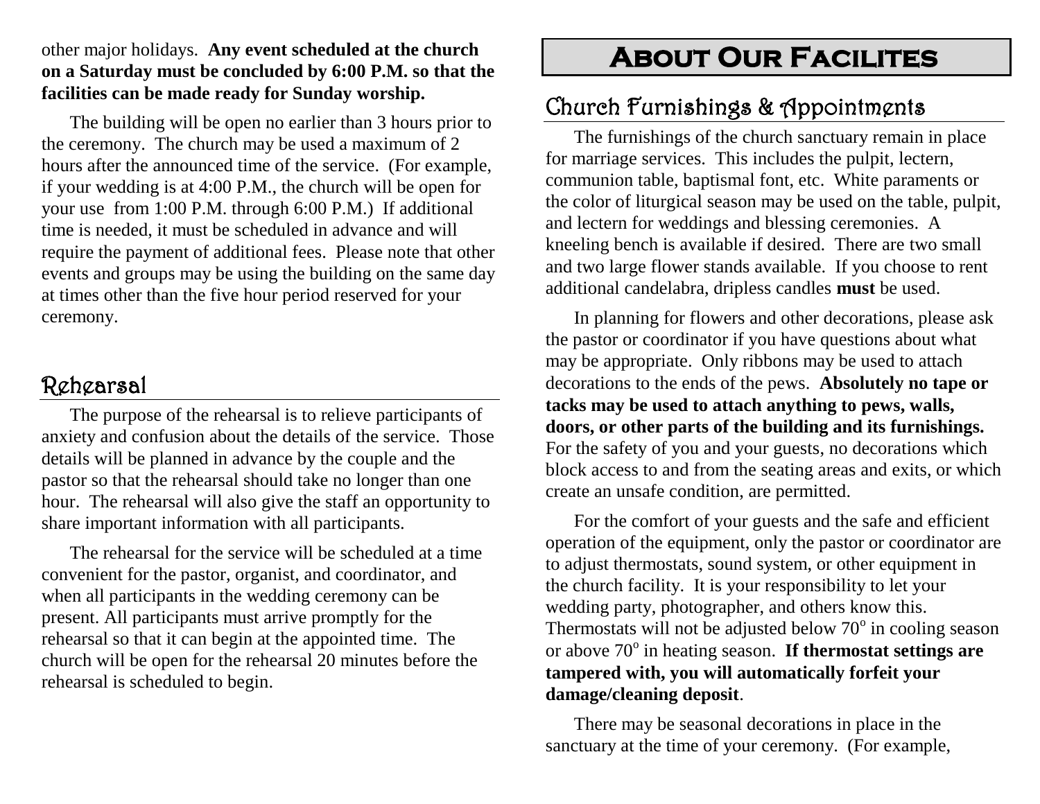other major holidays. **Any event scheduled at the church on a Saturday must be concluded by 6:00 P.M. so that the facilities can be made ready for Sunday worship.**

The building will be open no earlier than 3 hours prior to the ceremony. The church may be used a maximum of 2 hours after the announced time of the service. (For example, if your wedding is at 4:00 P.M., the church will be open for your use from 1:00 P.M. through 6:00 P.M.) If additional time is needed, it must be scheduled in advance and will require the payment of additional fees. Please note that other events and groups may be using the building on the same day at times other than the five hour period reserved for your ceremony.

## Rehearsal

The purpose of the rehearsal is to relieve participants of anxiety and confusion about the details of the service. Those details will be planned in advance by the couple and the pastor so that the rehearsal should take no longer than one hour. The rehearsal will also give the staff an opportunity to share important information with all participants.

The rehearsal for the service will be scheduled at a time convenient for the pastor, organist, and coordinator, and when all participants in the wedding ceremony can be present. All participants must arrive promptly for the rehearsal so that it can begin at the appointed time. The church will be open for the rehearsal 20 minutes before the rehearsal is scheduled to begin.

# About Our Facilites

## Church Furnishings & Appointments

The furnishings of the church sanctuary remain in place for marriage services. This includes the pulpit, lectern, communion table, baptismal font, etc. White paraments or the color of liturgical season may be used on the table, pulpit, and lectern for weddings and blessing ceremonies. A kneeling bench is available if desired. There are two small and two large flower stands available. If you choose to rent additional candelabra, dripless candles **must** be used.

In planning for flowers and other decorations, please ask the pastor or coordinator if you have questions about what may be appropriate. Only ribbons may be used to attach decorations to the ends of the pews. **Absolutely no tape or tacks may be used to attach anything to pews, walls, doors, or other parts of the building and its furnishings.** For the safety of you and your guests, no decorations which block access to and from the seating areas and exits, or which create an unsafe condition, are permitted.

For the comfort of your guests and the safe and efficient operation of the equipment, only the pastor or coordinator are to adjust thermostats, sound system, or other equipment in the church facility. It is your responsibility to let your wedding party, photographer, and others know this. Thermostats will not be adjusted below 70° in cooling season or above 70° in heating season. **If thermostat settings are tampered with, you will automatically forfeit your damage/cleaning deposit**.

There may be seasonal decorations in place in the sanctuary at the time of your ceremony. (For example,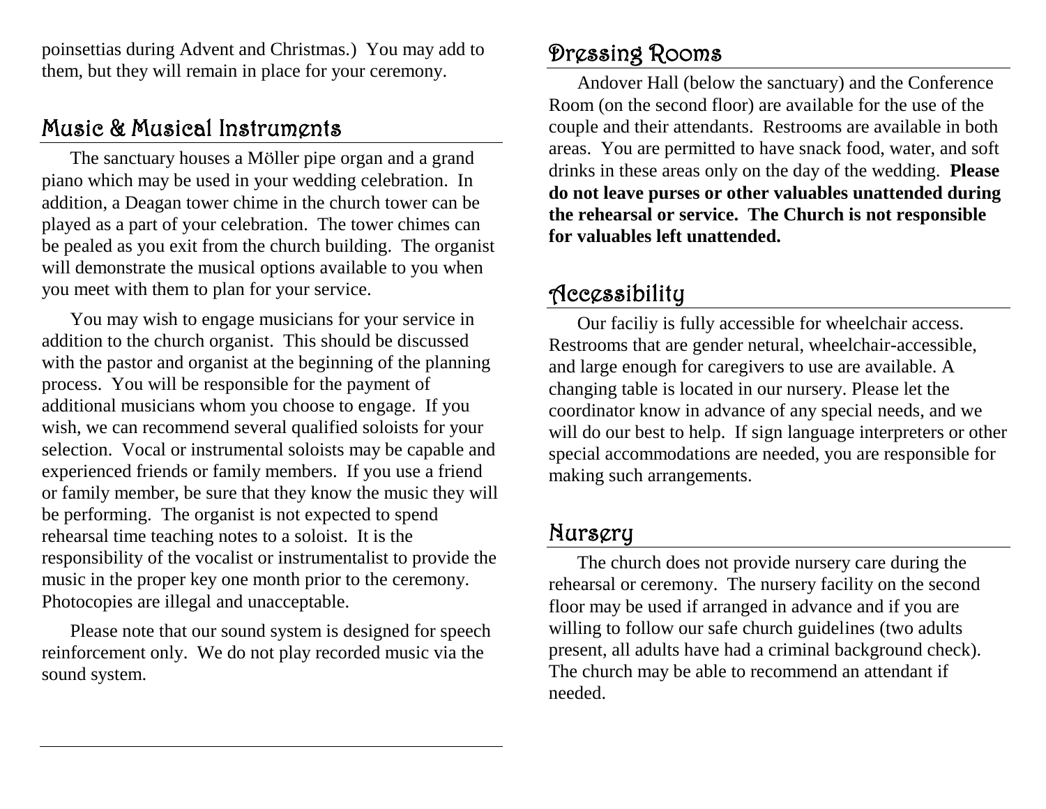poinsettias during Advent and Christmas.) You may add to them, but they will remain in place for your ceremony.

## Music & Musical Instruments

The sanctuary houses a Möller pipe organ and a grand piano which may be used in your wedding celebration. In addition, a Deagan tower chime in the church tower can be played as a part of your celebration. The tower chimes can be pealed as you exit from the church building. The organist will demonstrate the musical options available to you when you meet with them to plan for your service.

You may wish to engage musicians for your service in addition to the church organist. This should be discussed with the pastor and organist at the beginning of the planning process. You will be responsible for the payment of additional musicians whom you choose to engage. If you wish, we can recommend several qualified soloists for your selection. Vocal or instrumental soloists may be capable and experienced friends or family members. If you use a friend or family member, be sure that they know the music they will be performing. The organist is not expected to spend rehearsal time teaching notes to a soloist. It is the responsibility of the vocalist or instrumentalist to provide the music in the proper key one month prior to the ceremony. Photocopies are illegal and unacceptable.

Please note that our sound system is designed for speech reinforcement only. We do not play recorded music via the sound system.

## Dressing Rooms

Andover Hall (below the sanctuary) and the Conference Room (on the second floor) are available for the use of the couple and their attendants. Restrooms are available in both areas. You are permitted to have snack food, water, and soft drinks in these areas only on the day of the wedding. **Please do not leave purses or other valuables unattended during the rehearsal or service. The Church is not responsible for valuables left unattended.**

## Accessibility

Our faciliy is fully accessible for wheelchair access. Restrooms that are gender netural, wheelchair-accessible, and large enough for caregivers to use are available. A changing table is located in our nursery. Please let the coordinator know in advance of any special needs, and we will do our best to help. If sign language interpreters or other special accommodations are needed, you are responsible for making such arrangements.

## Nursery

The church does not provide nursery care during the rehearsal or ceremony. The nursery facility on the second floor may be used if arranged in advance and if you are willing to follow our safe church guidelines (two adults present, all adults have had a criminal background check). The church may be able to recommend an attendant if needed.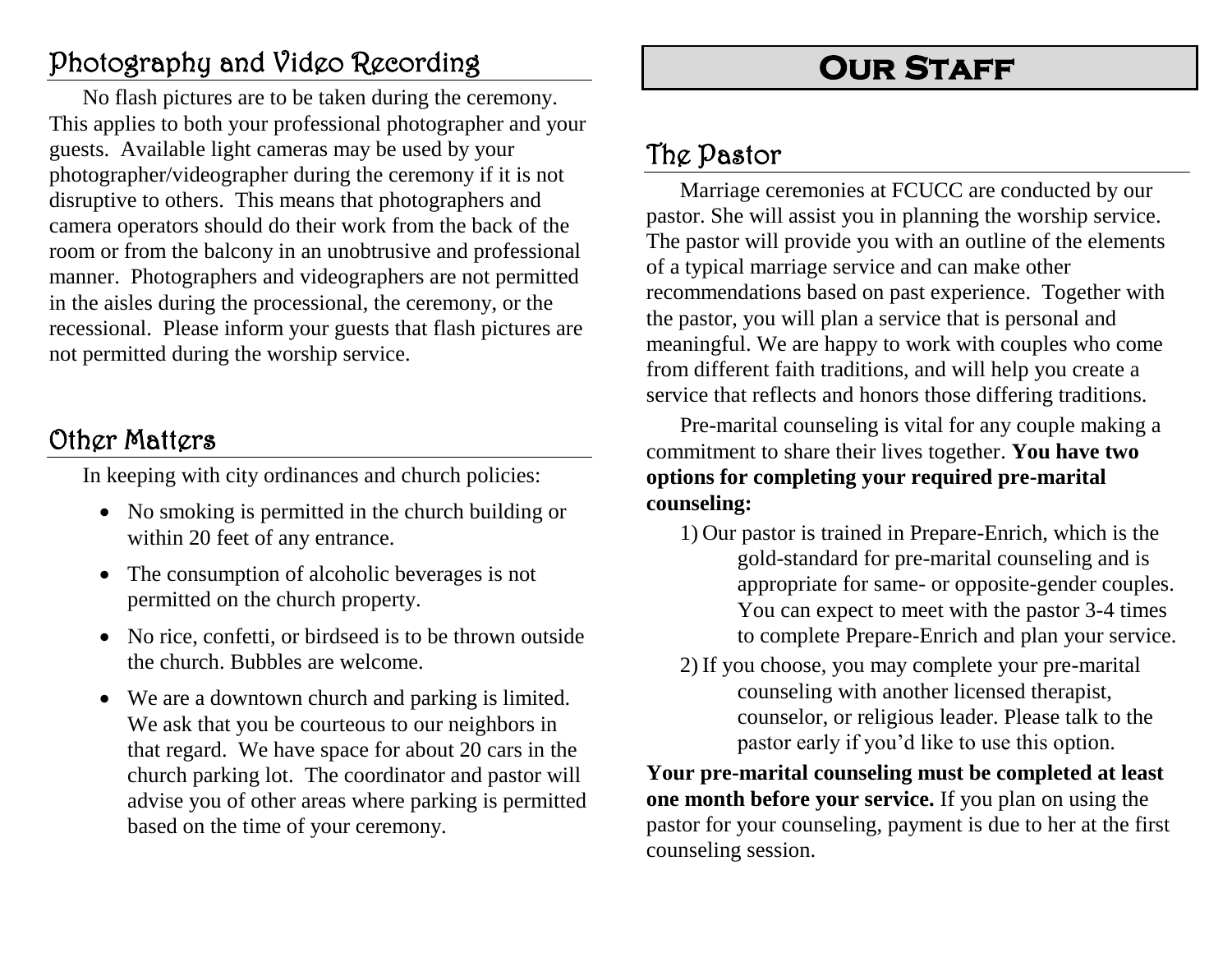## Photography and Video Recording

No flash pictures are to be taken during the ceremony. This applies to both your professional photographer and your guests. Available light cameras may be used by your photographer/videographer during the ceremony if it is not disruptive to others. This means that photographers and camera operators should do their work from the back of the room or from the balcony in an unobtrusive and professional manner. Photographers and videographers are not permitted in the aisles during the processional, the ceremony, or the recessional. Please inform your guests that flash pictures are not permitted during the worship service.

## Other Matters

In keeping with city ordinances and church policies:

- No smoking is permitted in the church building or within 20 feet of any entrance.
- The consumption of alcoholic beverages is not permitted on the church property.
- No rice, confetti, or birdseed is to be thrown outside the church. Bubbles are welcome.
- We are a downtown church and parking is limited. We ask that you be courteous to our neighbors in that regard. We have space for about 20 cars in the church parking lot. The coordinator and pastor will advise you of other areas where parking is permitted based on the time of your ceremony.

# Our Staff

## The Pastor

Marriage ceremonies at FCUCC are conducted by our pastor. She will assist you in planning the worship service. The pastor will provide you with an outline of the elements of a typical marriage service and can make other recommendations based on past experience. Together with the pastor, you will plan a service that is personal and meaningful. We are happy to work with couples who come from different faith traditions, and will help you create a service that reflects and honors those differing traditions.

Pre-marital counseling is vital for any couple making a commitment to share their lives together. **You have two options for completing your required pre-marital counseling:**

1) Our pastor is trained in Prepare-Enrich, which is the gold-standard for pre-marital counseling and is appropriate for same- or opposite-gender couples. You can expect to meet with the pastor 3-4 times to complete Prepare-Enrich and plan your service.
2) If you choose, you may complete your pre-marital counseling with another licensed therapist, counselor, or religious leader. Please talk to the pastor early if you'd like to use this option.

**Your pre-marital counseling must be completed at least one month before your service.** If you plan on using the pastor for your counseling, payment is due to her at the first counseling session.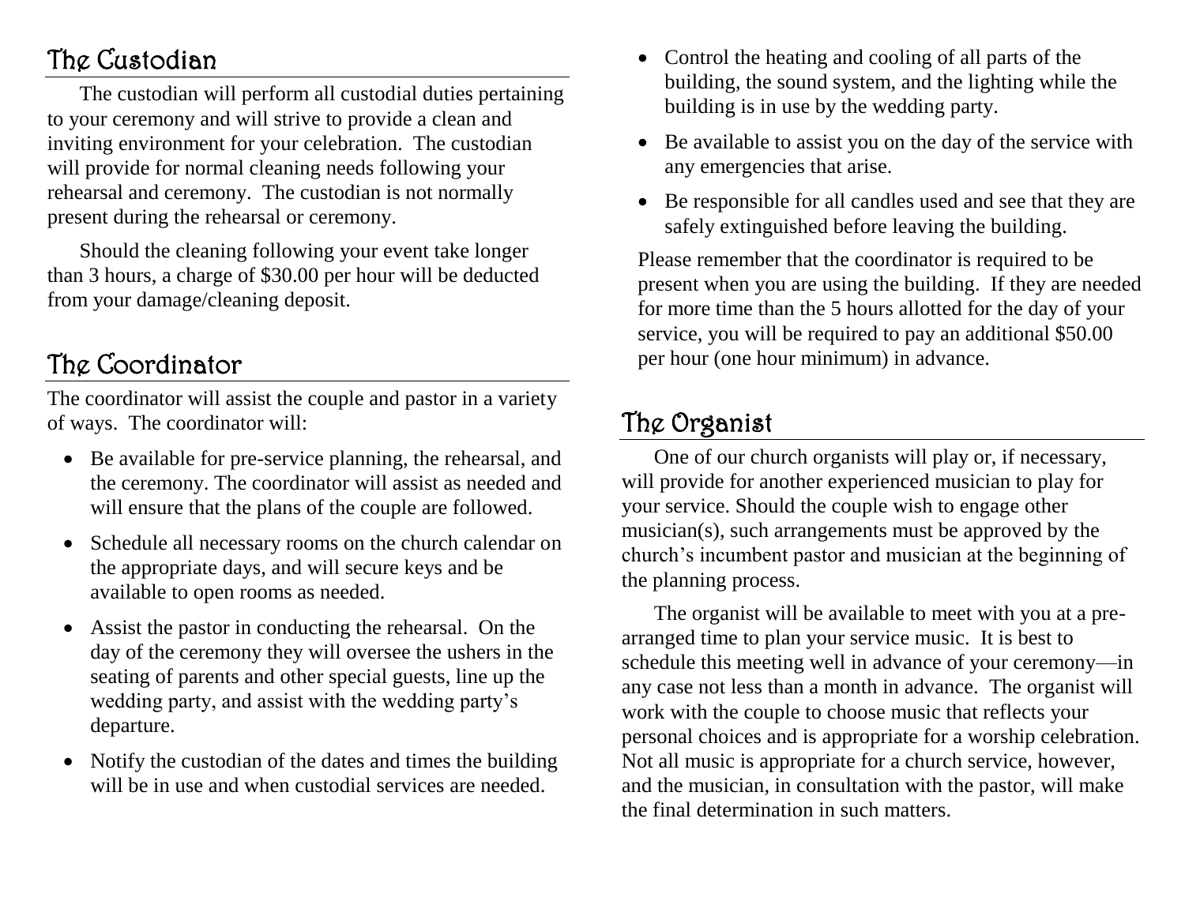## The Custodian

The custodian will perform all custodial duties pertaining to your ceremony and will strive to provide a clean and inviting environment for your celebration. The custodian will provide for normal cleaning needs following your rehearsal and ceremony. The custodian is not normally present during the rehearsal or ceremony.

Should the cleaning following your event take longer than 3 hours, a charge of $30.00 per hour will be deducted from your damage/cleaning deposit.

## The Coordinator

The coordinator will assist the couple and pastor in a variety of ways. The coordinator will:

- Be available for pre-service planning, the rehearsal, and the ceremony. The coordinator will assist as needed and will ensure that the plans of the couple are followed.
- Schedule all necessary rooms on the church calendar on the appropriate days, and will secure keys and be available to open rooms as needed.
- Assist the pastor in conducting the rehearsal. On the day of the ceremony they will oversee the ushers in the seating of parents and other special guests, line up the wedding party, and assist with the wedding party's departure.
- Notify the custodian of the dates and times the building will be in use and when custodial services are needed.
- Control the heating and cooling of all parts of the building, the sound system, and the lighting while the building is in use by the wedding party.
- Be available to assist you on the day of the service with any emergencies that arise.
- Be responsible for all candles used and see that they are safely extinguished before leaving the building.

Please remember that the coordinator is required to be present when you are using the building. If they are needed for more time than the 5 hours allotted for the day of your service, you will be required to pay an additional $50.00 per hour (one hour minimum) in advance.

## The Organist

One of our church organists will play or, if necessary, will provide for another experienced musician to play for your service. Should the couple wish to engage other musician(s), such arrangements must be approved by the church's incumbent pastor and musician at the beginning of the planning process.

The organist will be available to meet with you at a pre-arranged time to plan your service music. It is best to schedule this meeting well in advance of your ceremony—in any case not less than a month in advance. The organist will work with the couple to choose music that reflects your personal choices and is appropriate for a worship celebration. Not all music is appropriate for a church service, however, and the musician, in consultation with the pastor, will make the final determination in such matters.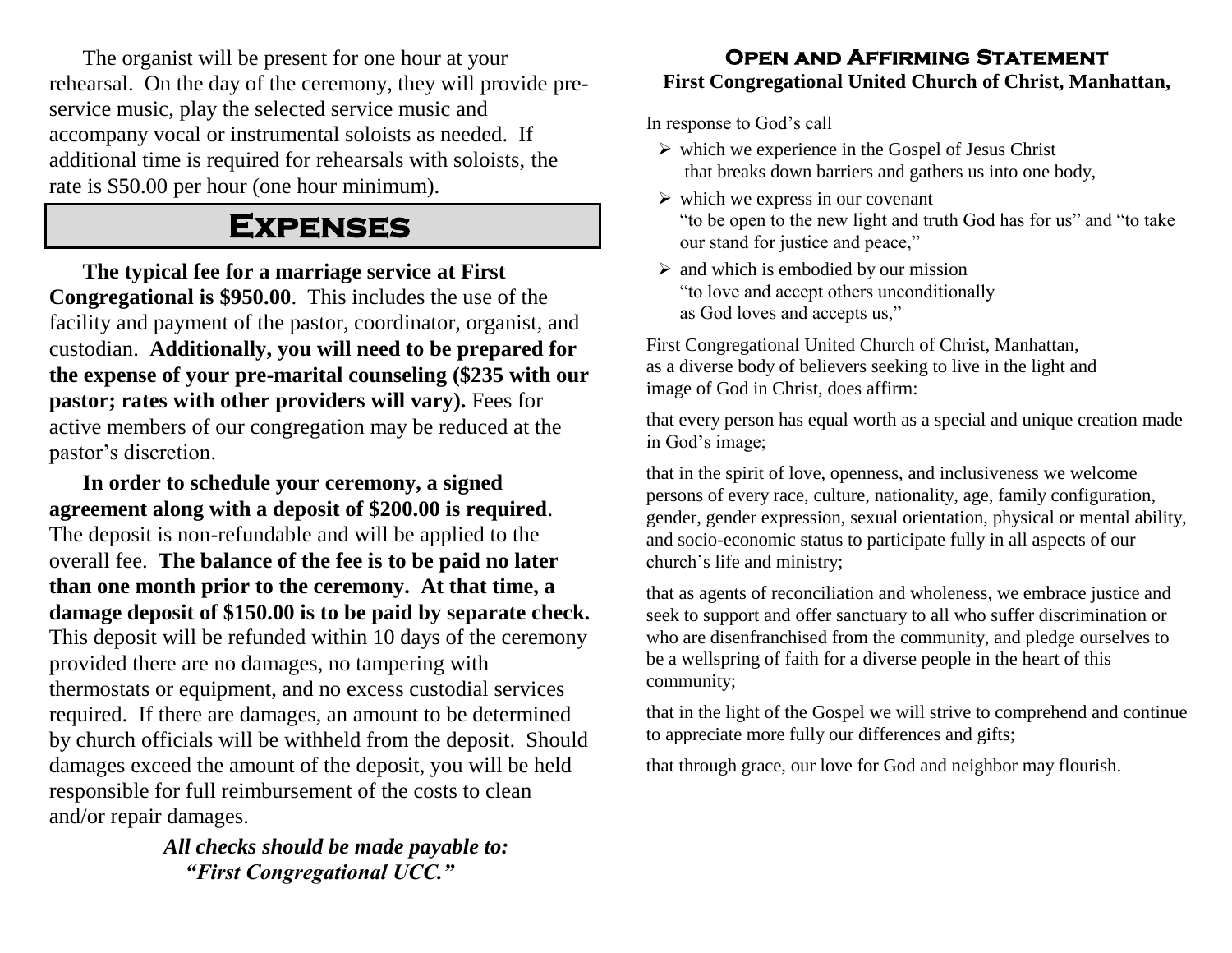The organist will be present for one hour at your rehearsal. On the day of the ceremony, they will provide pre-service music, play the selected service music and accompany vocal or instrumental soloists as needed. If additional time is required for rehearsals with soloists, the rate is $50.00 per hour (one hour minimum).

## Expenses

**The typical fee for a marriage service at First Congregational is $950.00**. This includes the use of the facility and payment of the pastor, coordinator, organist, and custodian. **Additionally, you will need to be prepared for the expense of your pre-marital counseling ($235 with our pastor; rates with other providers will vary).** Fees for active members of our congregation may be reduced at the pastor's discretion.

**In order to schedule your ceremony, a signed agreement along with a deposit of $200.00 is required**. The deposit is non-refundable and will be applied to the overall fee. **The balance of the fee is to be paid no later than one month prior to the ceremony. At that time, a damage deposit of $150.00 is to be paid by separate check.** This deposit will be refunded within 10 days of the ceremony provided there are no damages, no tampering with thermostats or equipment, and no excess custodial services required. If there are damages, an amount to be determined by church officials will be withheld from the deposit. Should damages exceed the amount of the deposit, you will be held responsible for full reimbursement of the costs to clean and/or repair damages.

***All checks should be made payable to: "First Congregational UCC."***

## Open and Affirming Statement

**First Congregational United Church of Christ, Manhattan,**

In response to God's call

- which we experience in the Gospel of Jesus Christ that breaks down barriers and gathers us into one body,
- which we express in our covenant "to be open to the new light and truth God has for us" and "to take our stand for justice and peace,"
- and which is embodied by our mission "to love and accept others unconditionally as God loves and accepts us,"

First Congregational United Church of Christ, Manhattan, as a diverse body of believers seeking to live in the light and image of God in Christ, does affirm:

that every person has equal worth as a special and unique creation made in God's image;

that in the spirit of love, openness, and inclusiveness we welcome persons of every race, culture, nationality, age, family configuration, gender, gender expression, sexual orientation, physical or mental ability, and socio-economic status to participate fully in all aspects of our church's life and ministry;

that as agents of reconciliation and wholeness, we embrace justice and seek to support and offer sanctuary to all who suffer discrimination or who are disenfranchised from the community, and pledge ourselves to be a wellspring of faith for a diverse people in the heart of this community;

that in the light of the Gospel we will strive to comprehend and continue to appreciate more fully our differences and gifts;

that through grace, our love for God and neighbor may flourish.